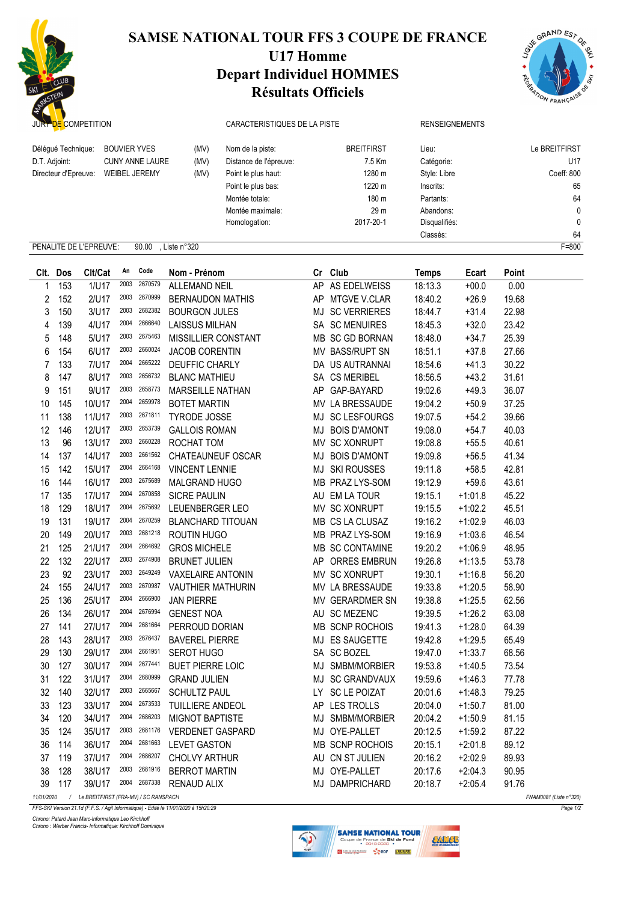# SAMSE NATIONAL TOUR FFS 3 COUPE DE FRANCE
## U17 Homme
## Depart Individuel HOMMES
## Résultats Officiels

| JURY DE COMPETITION | | | CARACTERISTIQUES DE LA PISTE | | RENSEIGNEMENTS | |
|---|---|---|---|---|---|---|
| Délégué Technique: | BOUVIER YVES | (MV) | Nom de la piste: | BREITFIRST | Lieu: | Le BREITFIRST |
| D.T. Adjoint: | CUNY ANNE LAURE | (MV) | Distance de l'épreuve: | 7.5 Km | Catégorie: | U17 |
| Directeur d'Epreuve: | WEIBEL JEREMY | (MV) | Point le plus haut: | 1280 m | Style: Libre | Coeff: 800 |
| | | | Point le plus bas: | 1220 m | Inscrits: | 65 |
| | | | Montée totale: | 180 m | Partants: | 64 |
| | | | Montée maximale: | 29 m | Abandons: | 0 |
| | | | Homologation: | 2017-20-1 | Disqualifiés: | 0 |
| | | | | | Classés: | 64 |

PENALITE DE L'EPREUVE: 90.00 , Liste n°320 F=800

| Clt. | Dos | Clt/Cat | An | Code | Nom - Prénom | Cr | Club | Temps | Ecart | Point |
|---|---|---|---|---|---|---|---|---|---|---|
| 1 | 153 | 1/U17 | 2003 | 2670579 | ALLEMAND NEIL | AP | AS EDELWEISS | 18:13.3 | +00.0 | 0.00 |
| 2 | 152 | 2/U17 | 2003 | 2670999 | BERNAUDON MATHIS | AP | MTGVE V.CLAR | 18:40.2 | +26.9 | 19.68 |
| 3 | 150 | 3/U17 | 2003 | 2682382 | BOURGON JULES | MJ | SC VERRIERES | 18:44.7 | +31.4 | 22.98 |
| 4 | 139 | 4/U17 | 2004 | 2666640 | LAISSUS MILHAN | SA | SC MENUIRES | 18:45.3 | +32.0 | 23.42 |
| 5 | 148 | 5/U17 | 2003 | 2675463 | MISSILLIER CONSTANT | MB | SC GD BORNAN | 18:48.0 | +34.7 | 25.39 |
| 6 | 154 | 6/U17 | 2003 | 2660024 | JACOB CORENTIN | MV | BASS/RUPT SN | 18:51.1 | +37.8 | 27.66 |
| 7 | 133 | 7/U17 | 2004 | 2665222 | DEUFFIC CHARLY | DA | US AUTRANNAI | 18:54.6 | +41.3 | 30.22 |
| 8 | 147 | 8/U17 | 2003 | 2656732 | BLANC MATHIEU | SA | CS MERIBEL | 18:56.5 | +43.2 | 31.61 |
| 9 | 151 | 9/U17 | 2003 | 2658773 | MARSEILLE NATHAN | AP | GAP-BAYARD | 19:02.6 | +49.3 | 36.07 |
| 10 | 145 | 10/U17 | 2004 | 2659978 | BOTET MARTIN | MV | LA BRESSAUDE | 19:04.2 | +50.9 | 37.25 |
| 11 | 138 | 11/U17 | 2003 | 2671811 | TYRODE JOSSE | MJ | SC LESFOURGS | 19:07.5 | +54.2 | 39.66 |
| 12 | 146 | 12/U17 | 2003 | 2653739 | GALLOIS ROMAN | MJ | BOIS D'AMONT | 19:08.0 | +54.7 | 40.03 |
| 13 | 96 | 13/U17 | 2003 | 2660228 | ROCHAT TOM | MV | SC XONRUPT | 19:08.8 | +55.5 | 40.61 |
| 14 | 137 | 14/U17 | 2003 | 2661562 | CHATEAUNEUF OSCAR | MJ | BOIS D'AMONT | 19:09.8 | +56.5 | 41.34 |
| 15 | 142 | 15/U17 | 2004 | 2664168 | VINCENT LENNIE | MJ | SKI ROUSSES | 19:11.8 | +58.5 | 42.81 |
| 16 | 144 | 16/U17 | 2003 | 2675689 | MALGRAND HUGO | MB | PRAZ LYS-SOM | 19:12.9 | +59.6 | 43.61 |
| 17 | 135 | 17/U17 | 2004 | 2670858 | SICRE PAULIN | AU | EM LA TOUR | 19:15.1 | +1:01.8 | 45.22 |
| 18 | 129 | 18/U17 | 2004 | 2675692 | LEUENBERGER LEO | MV | SC XONRUPT | 19:15.5 | +1:02.2 | 45.51 |
| 19 | 131 | 19/U17 | 2004 | 2670259 | BLANCHARD TITOUAN | MB | CS LA CLUSAZ | 19:16.2 | +1:02.9 | 46.03 |
| 20 | 149 | 20/U17 | 2003 | 2681218 | ROUTIN HUGO | MB | PRAZ LYS-SOM | 19:16.9 | +1:03.6 | 46.54 |
| 21 | 125 | 21/U17 | 2004 | 2664692 | GROS MICHELE | MB | SC CONTAMINE | 19:20.2 | +1:06.9 | 48.95 |
| 22 | 132 | 22/U17 | 2003 | 2674908 | BRUNET JULIEN | AP | ORRES EMBRUN | 19:26.8 | +1:13.5 | 53.78 |
| 23 | 92 | 23/U17 | 2003 | 2649249 | VAXELAIRE ANTONIN | MV | SC XONRUPT | 19:30.1 | +1:16.8 | 56.20 |
| 24 | 155 | 24/U17 | 2003 | 2670987 | VAUTHIER MATHURIN | MV | LA BRESSAUDE | 19:33.8 | +1:20.5 | 58.90 |
| 25 | 136 | 25/U17 | 2004 | 2666900 | JAN PIERRE | MV | GERARDMER SN | 19:38.8 | +1:25.5 | 62.56 |
| 26 | 134 | 26/U17 | 2004 | 2676994 | GENEST NOA | AU | SC MEZENC | 19:39.5 | +1:26.2 | 63.08 |
| 27 | 141 | 27/U17 | 2004 | 2681664 | PERROUD DORIAN | MB | SCNP ROCHOIS | 19:41.3 | +1:28.0 | 64.39 |
| 28 | 143 | 28/U17 | 2003 | 2676437 | BAVEREL PIERRE | MJ | ES SAUGETTE | 19:42.8 | +1:29.5 | 65.49 |
| 29 | 130 | 29/U17 | 2004 | 2661951 | SEROT HUGO | SA | SC BOZEL | 19:47.0 | +1:33.7 | 68.56 |
| 30 | 127 | 30/U17 | 2004 | 2677441 | BUET PIERRE LOIC | MJ | SMBM/MORBIER | 19:53.8 | +1:40.5 | 73.54 |
| 31 | 122 | 31/U17 | 2004 | 2680999 | GRAND JULIEN | MJ | SC GRANDVAUX | 19:59.6 | +1:46.3 | 77.78 |
| 32 | 140 | 32/U17 | 2003 | 2665667 | SCHULTZ PAUL | LY | SC LE POIZAT | 20:01.6 | +1:48.3 | 79.25 |
| 33 | 123 | 33/U17 | 2004 | 2673533 | TUILLIERE ANDEOL | AP | LES TROLLS | 20:04.0 | +1:50.7 | 81.00 |
| 34 | 120 | 34/U17 | 2004 | 2686203 | MIGNOT BAPTISTE | MJ | SMBM/MORBIER | 20:04.2 | +1:50.9 | 81.15 |
| 35 | 124 | 35/U17 | 2003 | 2681176 | VERDENET GASPARD | MJ | OYE-PALLET | 20:12.5 | +1:59.2 | 87.22 |
| 36 | 114 | 36/U17 | 2004 | 2681663 | LEVET GASTON | MB | SCNP ROCHOIS | 20:15.1 | +2:01.8 | 89.12 |
| 37 | 119 | 37/U17 | 2004 | 2686207 | CHOLVY ARTHUR | AU | CN ST JULIEN | 20:16.2 | +2:02.9 | 89.93 |
| 38 | 128 | 38/U17 | 2003 | 2681916 | BERROT MARTIN | MJ | OYE-PALLET | 20:17.6 | +2:04.3 | 90.95 |
| 39 | 117 | 39/U17 | 2004 | 2687338 | RENAUD ALIX | MJ | DAMPRICHARD | 20:18.7 | +2:05.4 | 91.76 |

11/01/2020 / Le BREITFIRST (FRA-MV) / SC RANSPACH FNAM0081 (Liste n°320)

FFS-SKI Version 21.1d (F.F.S. / Agil Informatique) - Edité le 11/01/2020 à 15h20:29

Chrono: Patard Jean Marc-Informatique Leo Kirchhoff
Chrono : Werber Francis- Informatique: Kirchhoff Dominique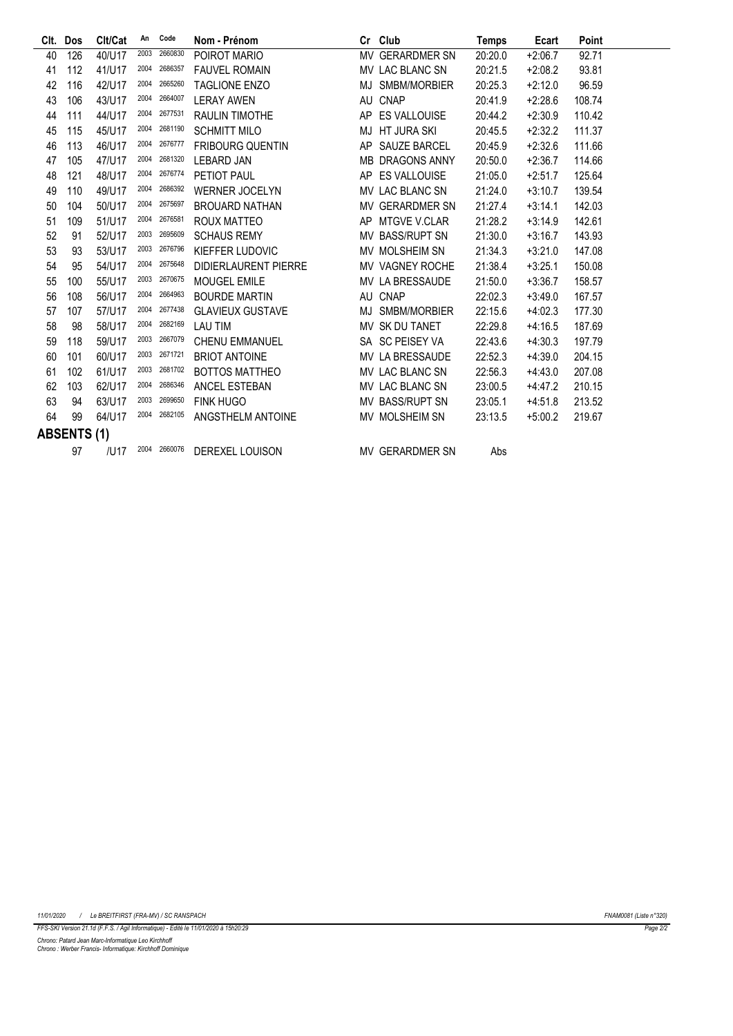| Clt. | Dos | Clt/Cat | An | Code | Nom - Prénom | Cr | Club | Temps | Ecart | Point |
|---|---|---|---|---|---|---|---|---|---|---|
| 40 | 126 | 40/U17 | 2003 | 2660830 | POIROT MARIO | MV | GERARDMER SN | 20:20.0 | +2:06.7 | 92.71 |
| 41 | 112 | 41/U17 | 2004 | 2686357 | FAUVEL ROMAIN | MV | LAC BLANC SN | 20:21.5 | +2:08.2 | 93.81 |
| 42 | 116 | 42/U17 | 2004 | 2665260 | TAGLIONE ENZO | MJ | SMBM/MORBIER | 20:25.3 | +2:12.0 | 96.59 |
| 43 | 106 | 43/U17 | 2004 | 2664007 | LERAY AWEN | AU | CNAP | 20:41.9 | +2:28.6 | 108.74 |
| 44 | 111 | 44/U17 | 2004 | 2677531 | RAULIN TIMOTHE | AP | ES VALLOUISE | 20:44.2 | +2:30.9 | 110.42 |
| 45 | 115 | 45/U17 | 2004 | 2681190 | SCHMITT MILO | MJ | HT JURA SKI | 20:45.5 | +2:32.2 | 111.37 |
| 46 | 113 | 46/U17 | 2004 | 2676777 | FRIBOURG QUENTIN | AP | SAUZE BARCEL | 20:45.9 | +2:32.6 | 111.66 |
| 47 | 105 | 47/U17 | 2004 | 2681320 | LEBARD JAN | MB | DRAGONS ANNY | 20:50.0 | +2:36.7 | 114.66 |
| 48 | 121 | 48/U17 | 2004 | 2676774 | PETIOT PAUL | AP | ES VALLOUISE | 21:05.0 | +2:51.7 | 125.64 |
| 49 | 110 | 49/U17 | 2004 | 2686392 | WERNER JOCELYN | MV | LAC BLANC SN | 21:24.0 | +3:10.7 | 139.54 |
| 50 | 104 | 50/U17 | 2004 | 2675697 | BROUARD NATHAN | MV | GERARDMER SN | 21:27.4 | +3:14.1 | 142.03 |
| 51 | 109 | 51/U17 | 2004 | 2676581 | ROUX MATTEO | AP | MTGVE V.CLAR | 21:28.2 | +3:14.9 | 142.61 |
| 52 | 91 | 52/U17 | 2003 | 2695609 | SCHAUS REMY | MV | BASS/RUPT SN | 21:30.0 | +3:16.7 | 143.93 |
| 53 | 93 | 53/U17 | 2003 | 2676796 | KIEFFER LUDOVIC | MV | MOLSHEIM SN | 21:34.3 | +3:21.0 | 147.08 |
| 54 | 95 | 54/U17 | 2004 | 2675648 | DIDIERLAURENT PIERRE | MV | VAGNEY ROCHE | 21:38.4 | +3:25.1 | 150.08 |
| 55 | 100 | 55/U17 | 2003 | 2670675 | MOUGEL EMILE | MV | LA BRESSAUDE | 21:50.0 | +3:36.7 | 158.57 |
| 56 | 108 | 56/U17 | 2004 | 2664963 | BOURDE MARTIN | AU | CNAP | 22:02.3 | +3:49.0 | 167.57 |
| 57 | 107 | 57/U17 | 2004 | 2677438 | GLAVIEUX GUSTAVE | MJ | SMBM/MORBIER | 22:15.6 | +4:02.3 | 177.30 |
| 58 | 98 | 58/U17 | 2004 | 2682169 | LAU TIM | MV | SK DU TANET | 22:29.8 | +4:16.5 | 187.69 |
| 59 | 118 | 59/U17 | 2003 | 2667079 | CHENU EMMANUEL | SA | SC PEISEY VA | 22:43.6 | +4:30.3 | 197.79 |
| 60 | 101 | 60/U17 | 2003 | 2671721 | BRIOT ANTOINE | MV | LA BRESSAUDE | 22:52.3 | +4:39.0 | 204.15 |
| 61 | 102 | 61/U17 | 2003 | 2681702 | BOTTOS MATTHEO | MV | LAC BLANC SN | 22:56.3 | +4:43.0 | 207.08 |
| 62 | 103 | 62/U17 | 2004 | 2686346 | ANCEL ESTEBAN | MV | LAC BLANC SN | 23:00.5 | +4:47.2 | 210.15 |
| 63 | 94 | 63/U17 | 2003 | 2699650 | FINK HUGO | MV | BASS/RUPT SN | 23:05.1 | +4:51.8 | 213.52 |
| 64 | 99 | 64/U17 | 2004 | 2682105 | ANGSTHELM ANTOINE | MV | MOLSHEIM SN | 23:13.5 | +5:00.2 | 219.67 |

## ABSENTS (1)

| Clt. | Dos | Clt/Cat | An | Code | Nom - Prénom | Cr | Club | Temps | Ecart | Point |
|---|---|---|---|---|---|---|---|---|---|---|
| | 97 | /U17 | 2004 | 2660076 | DEREXEL LOUISON | MV | GERARDMER SN | Abs | | |

*11/01/2020 / Le BREITFIRST (FRA-MV) / SC RANSPACH* *FNAM0081 (Liste n°320)*

*FFS-SKI Version 21.1d (F.F.S. / Agil Informatique) - Edité le 11/01/2020 à 15h20:29*

*Chrono: Patard Jean Marc-Informatique Leo Kirchhoff*
*Chrono : Werber Francis- Informatique: Kirchhoff Dominique*